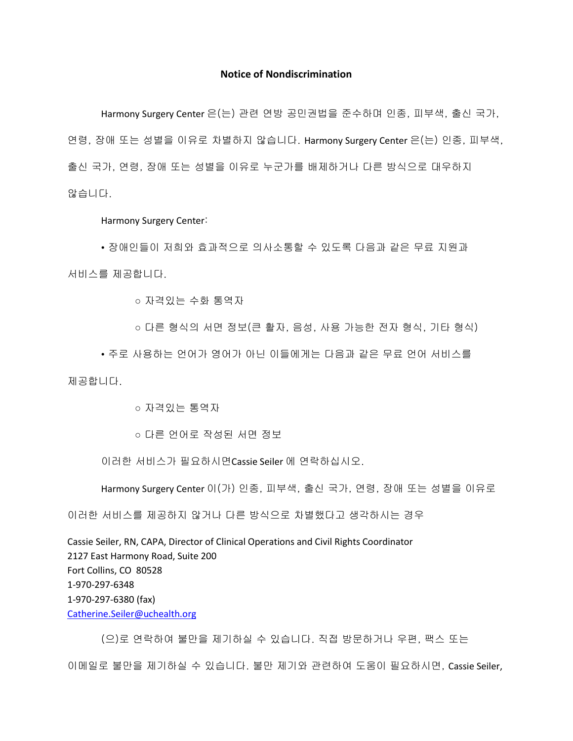# Notice of Nondiscrimination

Harmony Surgery Center 은(는) 관련 연방 공민권법을 준수하며 인종, 피부색, 출신 국가, 연령, 장애 또는 성별을 이유로 차별하지 않습니다. Harmony Surgery Center 은(는) 인종, 피부색, 출신 국가, 연령, 장애 또는 성별을 이유로 누군가를 배제하거나 다른 방식으로 대우하지 않습니다.

Harmony Surgery Center:

- 장애인들이 저희와 효과적으로 의사소통할 수 있도록 다음과 같은 무료 지원과 서비스를 제공합니다.
  - 자격있는 수화 통역자
  - 다른 형식의 서면 정보(큰 활자, 음성, 사용 가능한 전자 형식, 기타 형식)
- 주로 사용하는 언어가 영어가 아닌 이들에게는 다음과 같은 무료 언어 서비스를 제공합니다.
  - 자격있는 통역자
  - 다른 언어로 작성된 서면 정보

이러한 서비스가 필요하시면Cassie Seiler 에 연락하십시오.

Harmony Surgery Center 이(가) 인종, 피부색, 출신 국가, 연령, 장애 또는 성별을 이유로 이러한 서비스를 제공하지 않거나 다른 방식으로 차별했다고 생각하시는 경우

Cassie Seiler, RN, CAPA, Director of Clinical Operations and Civil Rights Coordinator
2127 East Harmony Road, Suite 200
Fort Collins, CO 80528
1-970-297-6348
1-970-297-6380 (fax)
Catherine.Seiler@uchealth.org

(으)로 연락하여 불만을 제기하실 수 있습니다. 직접 방문하거나 우편, 팩스 또는 이메일로 불만을 제기하실 수 있습니다. 불만 제기와 관련하여 도움이 필요하시면, Cassie Seiler,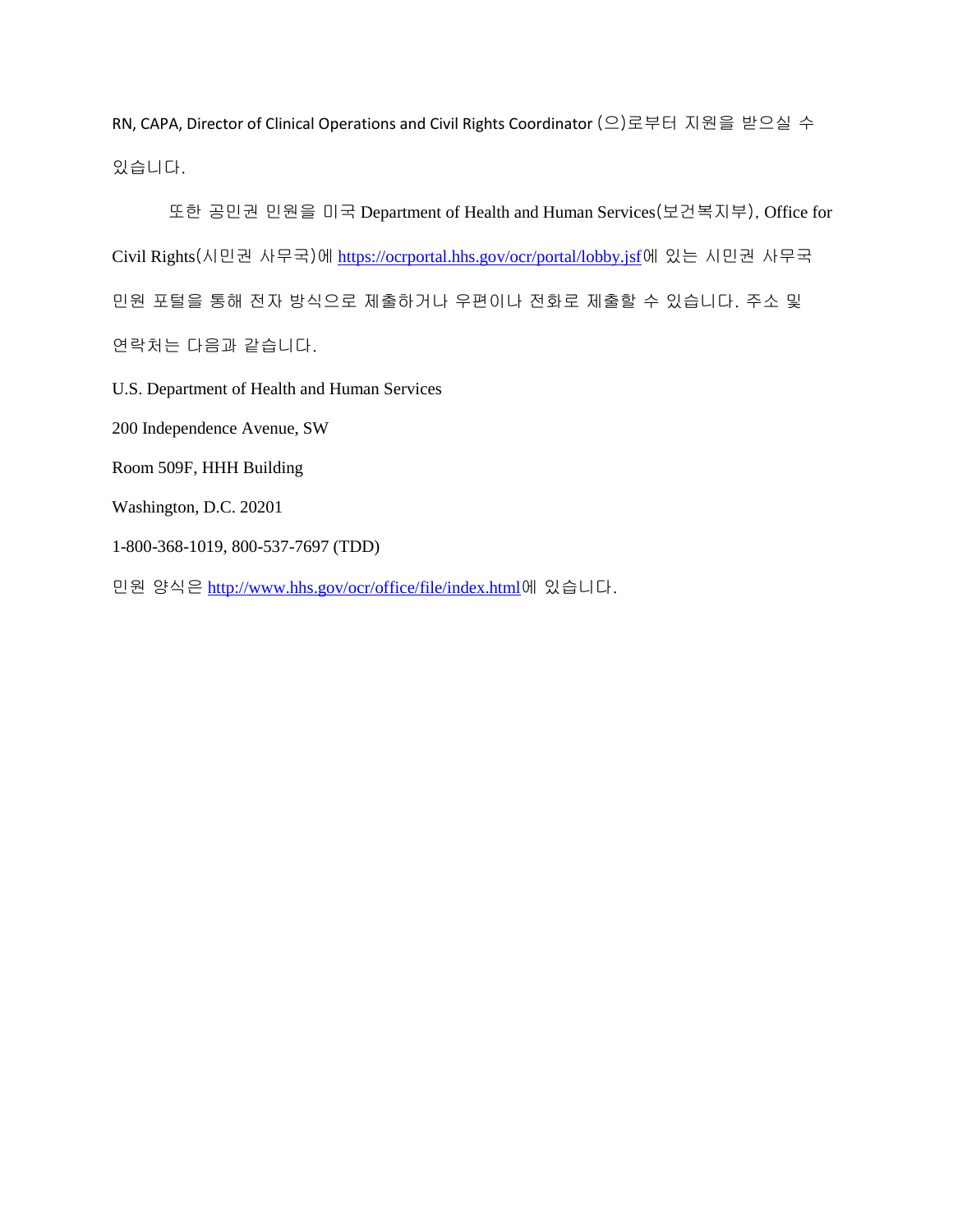RN, CAPA, Director of Clinical Operations and Civil Rights Coordinator (으)로부터 지원을 받으실 수 있습니다.

또한 공민권 민원을 미국 Department of Health and Human Services(보건복지부), Office for Civil Rights(시민권 사무국)에 https://ocrportal.hhs.gov/ocr/portal/lobby.jsf에 있는 시민권 사무국 민원 포털을 통해 전자 방식으로 제출하거나 우편이나 전화로 제출할 수 있습니다. 주소 및 연락처는 다음과 같습니다.

U.S. Department of Health and Human Services

200 Independence Avenue, SW

Room 509F, HHH Building

Washington, D.C. 20201

1-800-368-1019, 800-537-7697 (TDD)

민원 양식은 http://www.hhs.gov/ocr/office/file/index.html에 있습니다.